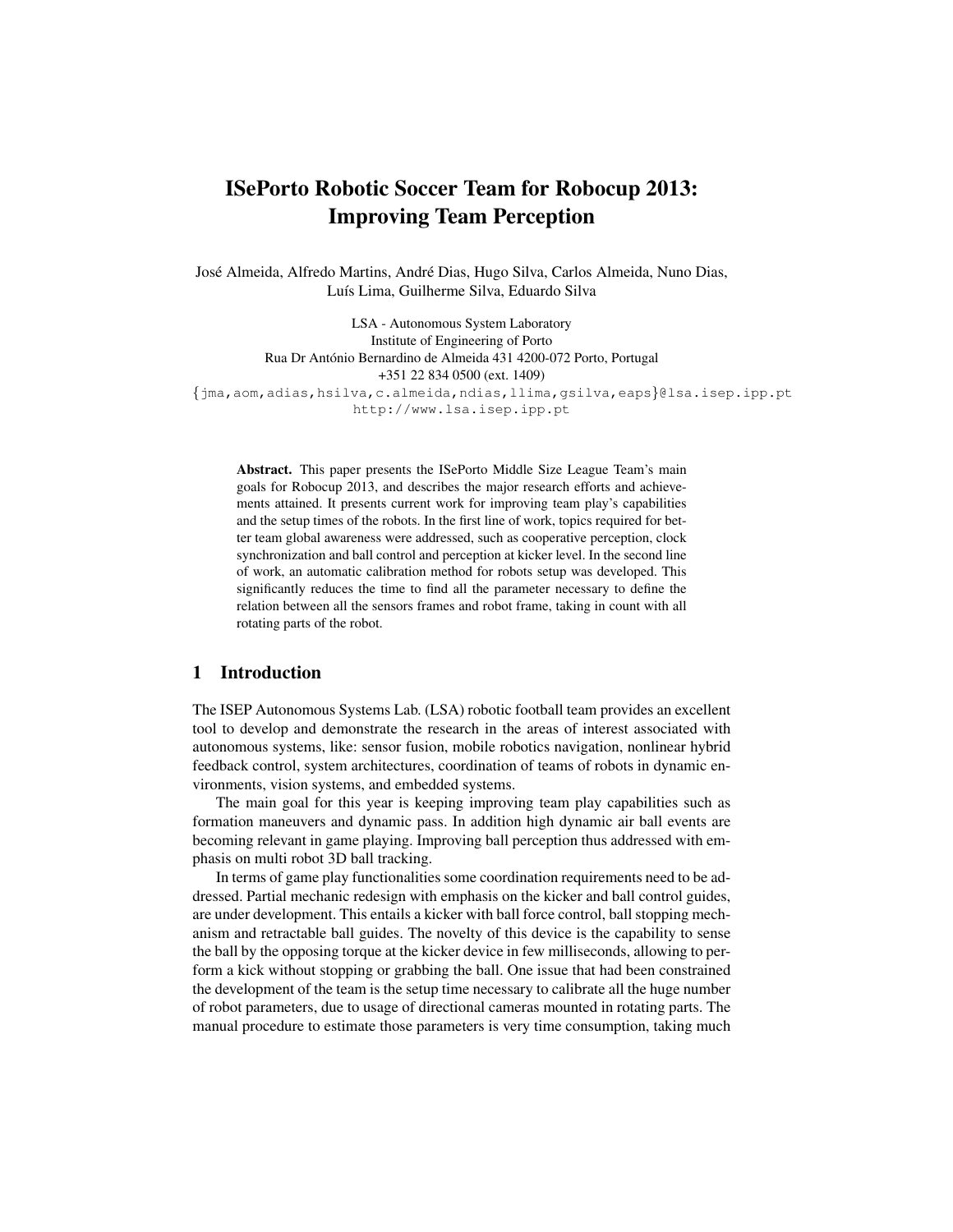# ISePorto Robotic Soccer Team for Robocup 2013: Improving Team Perception

José Almeida, Alfredo Martins, André Dias, Hugo Silva, Carlos Almeida, Nuno Dias, Luís Lima, Guilherme Silva, Eduardo Silva

LSA - Autonomous System Laboratory
Institute of Engineering of Porto
Rua Dr António Bernardino de Almeida 431 4200-072 Porto, Portugal
+351 22 834 0500 (ext. 1409)
{jma,aom,adias,hsilva,c.almeida,ndias,llima,gsilva,eaps}@lsa.isep.ipp.pt
http://www.lsa.isep.ipp.pt

**Abstract.** This paper presents the ISePorto Middle Size League Team's main goals for Robocup 2013, and describes the major research efforts and achievements attained. It presents current work for improving team play's capabilities and the setup times of the robots. In the first line of work, topics required for better team global awareness were addressed, such as cooperative perception, clock synchronization and ball control and perception at kicker level. In the second line of work, an automatic calibration method for robots setup was developed. This significantly reduces the time to find all the parameter necessary to define the relation between all the sensors frames and robot frame, taking in count with all rotating parts of the robot.

## 1 Introduction

The ISEP Autonomous Systems Lab. (LSA) robotic football team provides an excellent tool to develop and demonstrate the research in the areas of interest associated with autonomous systems, like: sensor fusion, mobile robotics navigation, nonlinear hybrid feedback control, system architectures, coordination of teams of robots in dynamic environments, vision systems, and embedded systems.

The main goal for this year is keeping improving team play capabilities such as formation maneuvers and dynamic pass. In addition high dynamic air ball events are becoming relevant in game playing. Improving ball perception thus addressed with emphasis on multi robot 3D ball tracking.

In terms of game play functionalities some coordination requirements need to be addressed. Partial mechanic redesign with emphasis on the kicker and ball control guides, are under development. This entails a kicker with ball force control, ball stopping mechanism and retractable ball guides. The novelty of this device is the capability to sense the ball by the opposing torque at the kicker device in few milliseconds, allowing to perform a kick without stopping or grabbing the ball. One issue that had been constrained the development of the team is the setup time necessary to calibrate all the huge number of robot parameters, due to usage of directional cameras mounted in rotating parts. The manual procedure to estimate those parameters is very time consumption, taking much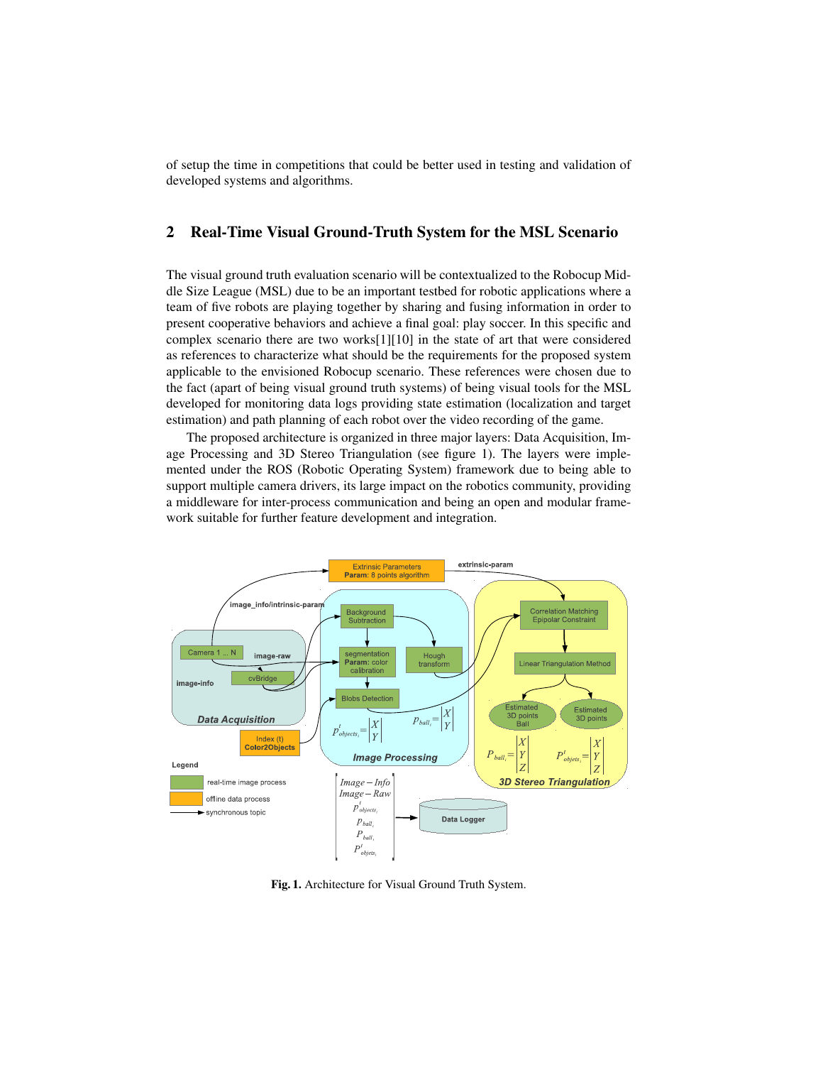of setup the time in competitions that could be better used in testing and validation of developed systems and algorithms.

## 2 Real-Time Visual Ground-Truth System for the MSL Scenario

The visual ground truth evaluation scenario will be contextualized to the Robocup Middle Size League (MSL) due to be an important testbed for robotic applications where a team of five robots are playing together by sharing and fusing information in order to present cooperative behaviors and achieve a final goal: play soccer. In this specific and complex scenario there are two works[1][10] in the state of art that were considered as references to characterize what should be the requirements for the proposed system applicable to the envisioned Robocup scenario. These references were chosen due to the fact (apart of being visual ground truth systems) of being visual tools for the MSL developed for monitoring data logs providing state estimation (localization and target estimation) and path planning of each robot over the video recording of the game.

The proposed architecture is organized in three major layers: Data Acquisition, Image Processing and 3D Stereo Triangulation (see figure 1). The layers were implemented under the ROS (Robotic Operating System) framework due to being able to support multiple camera drivers, its large impact on the robotics community, providing a middleware for inter-process communication and being an open and modular framework suitable for further feature development and integration.

**Fig. 1.** Architecture for Visual Ground Truth System.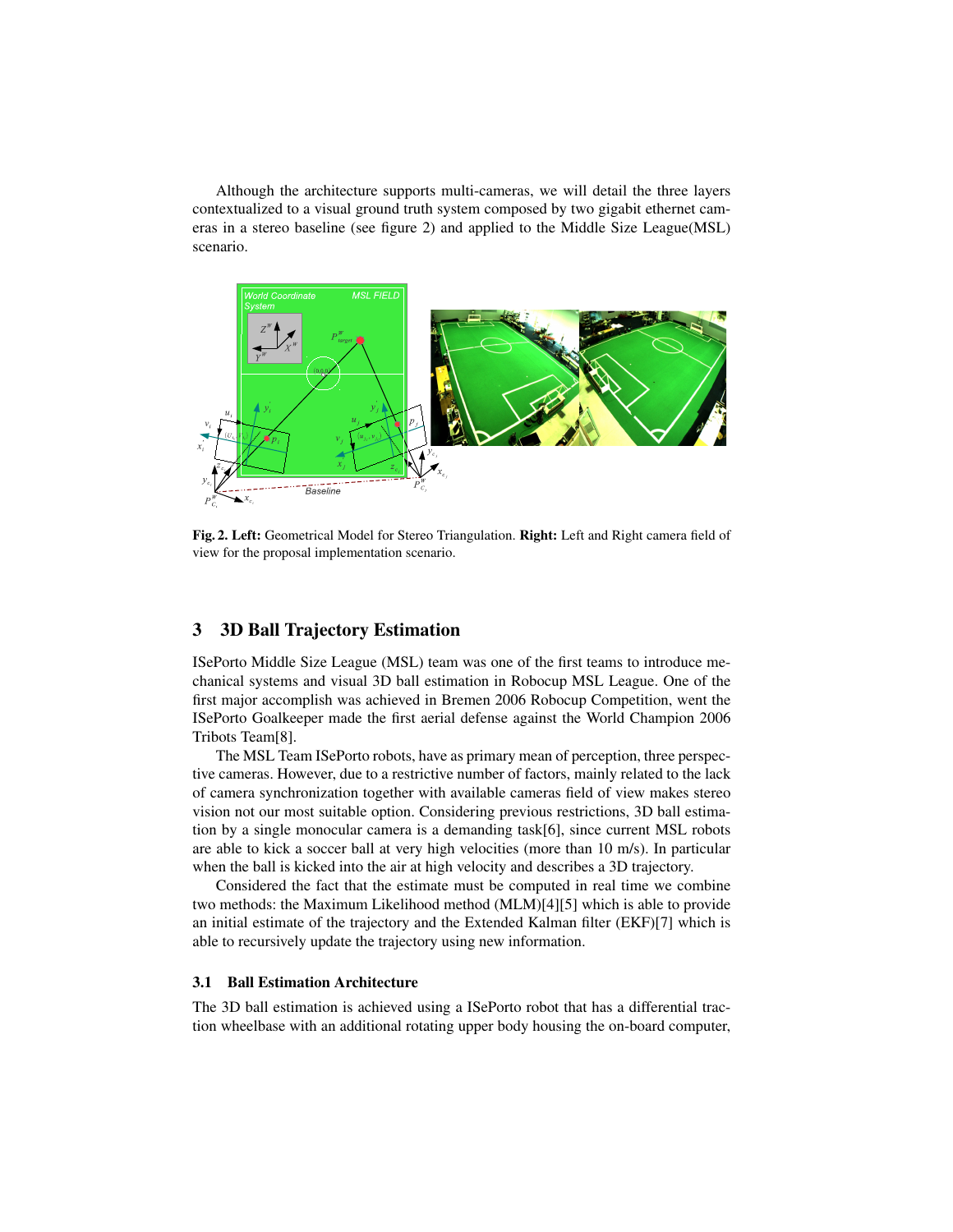Although the architecture supports multi-cameras, we will detail the three layers contextualized to a visual ground truth system composed by two gigabit ethernet cameras in a stereo baseline (see figure 2) and applied to the Middle Size League(MSL) scenario.

**Fig. 2. Left:** Geometrical Model for Stereo Triangulation. **Right:** Left and Right camera field of view for the proposal implementation scenario.

## 3 3D Ball Trajectory Estimation

ISePorto Middle Size League (MSL) team was one of the first teams to introduce mechanical systems and visual 3D ball estimation in Robocup MSL League. One of the first major accomplish was achieved in Bremen 2006 Robocup Competition, went the ISePorto Goalkeeper made the first aerial defense against the World Champion 2006 Tribots Team[8].

The MSL Team ISePorto robots, have as primary mean of perception, three perspective cameras. However, due to a restrictive number of factors, mainly related to the lack of camera synchronization together with available cameras field of view makes stereo vision not our most suitable option. Considering previous restrictions, 3D ball estimation by a single monocular camera is a demanding task[6], since current MSL robots are able to kick a soccer ball at very high velocities (more than 10 m/s). In particular when the ball is kicked into the air at high velocity and describes a 3D trajectory.

Considered the fact that the estimate must be computed in real time we combine two methods: the Maximum Likelihood method (MLM)[4][5] which is able to provide an initial estimate of the trajectory and the Extended Kalman filter (EKF)[7] which is able to recursively update the trajectory using new information.

### 3.1 Ball Estimation Architecture

The 3D ball estimation is achieved using a ISePorto robot that has a differential traction wheelbase with an additional rotating upper body housing the on-board computer,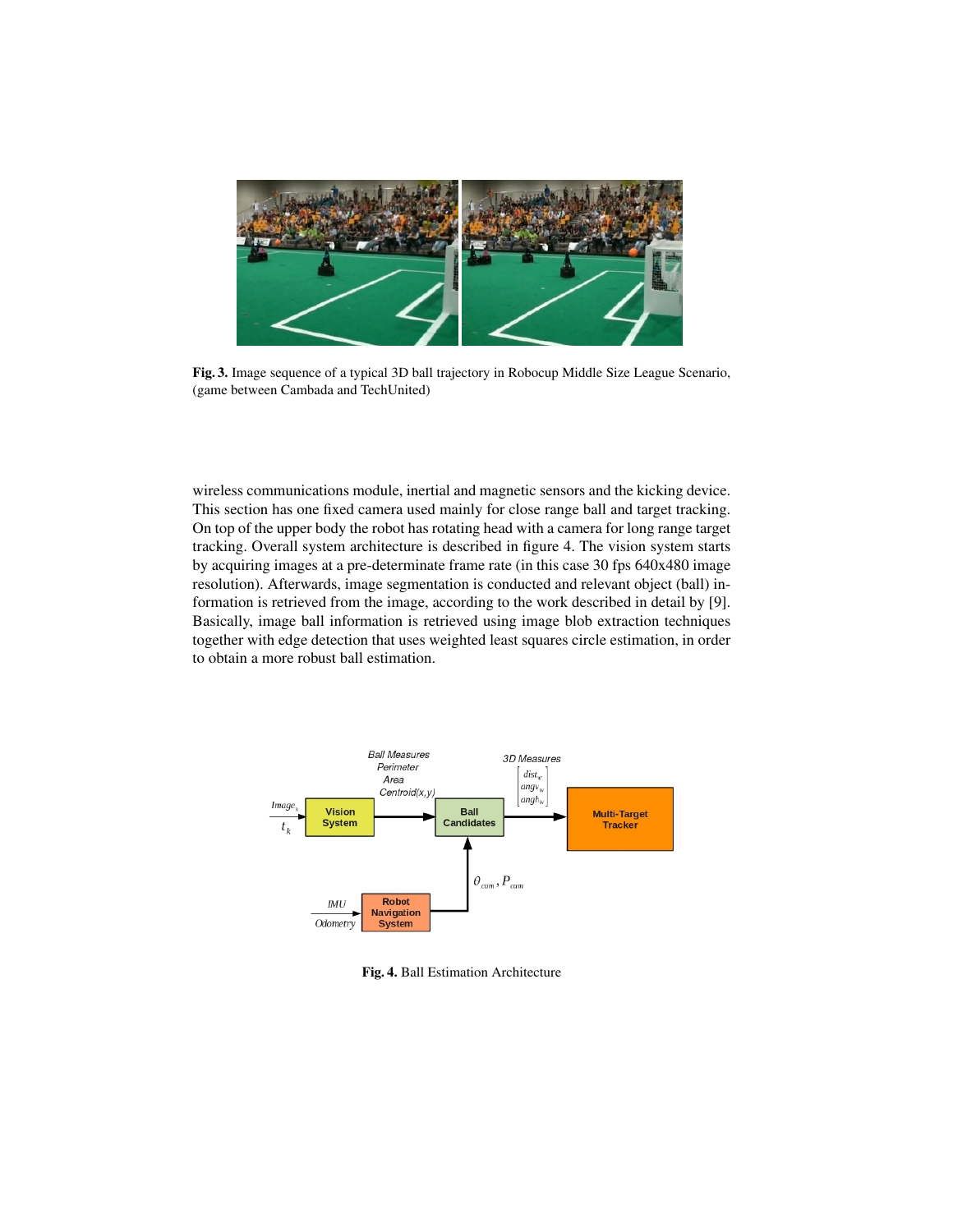**Fig. 3.** Image sequence of a typical 3D ball trajectory in Robocup Middle Size League Scenario, (game between Cambada and TechUnited)

wireless communications module, inertial and magnetic sensors and the kicking device. This section has one fixed camera used mainly for close range ball and target tracking. On top of the upper body the robot has rotating head with a camera for long range target tracking. Overall system architecture is described in figure 4. The vision system starts by acquiring images at a pre-determinate frame rate (in this case 30 fps 640x480 image resolution). Afterwards, image segmentation is conducted and relevant object (ball) information is retrieved from the image, according to the work described in detail by [9]. Basically, image ball information is retrieved using image blob extraction techniques together with edge detection that uses weighted least squares circle estimation, in order to obtain a more robust ball estimation.

**Fig. 4.** Ball Estimation Architecture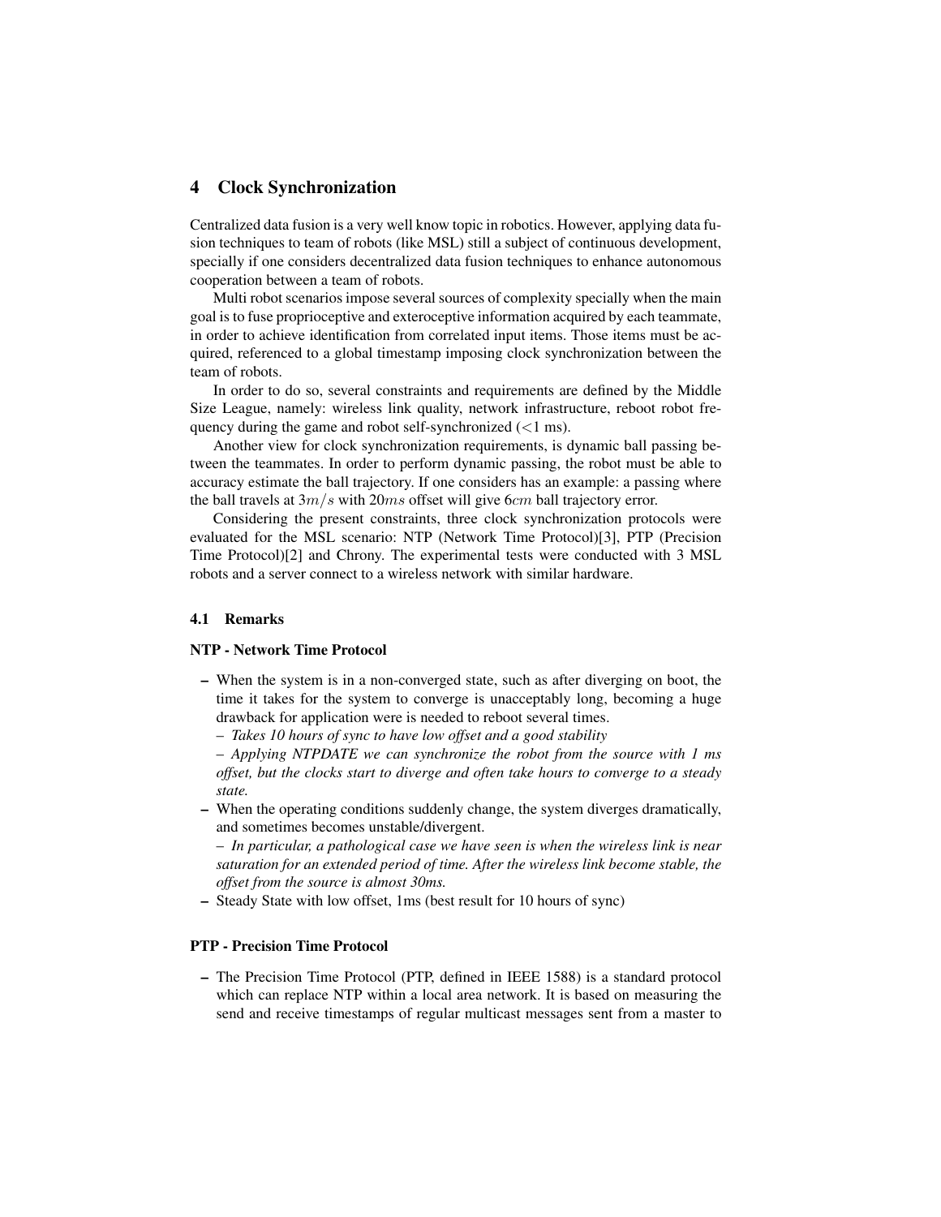## 4 Clock Synchronization

Centralized data fusion is a very well know topic in robotics. However, applying data fusion techniques to team of robots (like MSL) still a subject of continuous development, specially if one considers decentralized data fusion techniques to enhance autonomous cooperation between a team of robots.

Multi robot scenarios impose several sources of complexity specially when the main goal is to fuse proprioceptive and exteroceptive information acquired by each teammate, in order to achieve identification from correlated input items. Those items must be acquired, referenced to a global timestamp imposing clock synchronization between the team of robots.

In order to do so, several constraints and requirements are defined by the Middle Size League, namely: wireless link quality, network infrastructure, reboot robot frequency during the game and robot self-synchronized (<1 ms).

Another view for clock synchronization requirements, is dynamic ball passing between the teammates. In order to perform dynamic passing, the robot must be able to accuracy estimate the ball trajectory. If one considers has an example: a passing where the ball travels at $3m/s$ with $20ms$ offset will give $6cm$ ball trajectory error.

Considering the present constraints, three clock synchronization protocols were evaluated for the MSL scenario: NTP (Network Time Protocol)[3], PTP (Precision Time Protocol)[2] and Chrony. The experimental tests were conducted with 3 MSL robots and a server connect to a wireless network with similar hardware.

### 4.1 Remarks

**NTP - Network Time Protocol**

- When the system is in a non-converged state, such as after diverging on boot, the time it takes for the system to converge is unacceptably long, becoming a huge drawback for application were is needed to reboot several times.
  – *Takes 10 hours of sync to have low offset and a good stability*
  – *Applying NTPDATE we can synchronize the robot from the source with 1 ms offset, but the clocks start to diverge and often take hours to converge to a steady state.*
- When the operating conditions suddenly change, the system diverges dramatically, and sometimes becomes unstable/divergent.
  – *In particular, a pathological case we have seen is when the wireless link is near saturation for an extended period of time. After the wireless link become stable, the offset from the source is almost 30ms.*
- Steady State with low offset, 1ms (best result for 10 hours of sync)

**PTP - Precision Time Protocol**

- The Precision Time Protocol (PTP, defined in IEEE 1588) is a standard protocol which can replace NTP within a local area network. It is based on measuring the send and receive timestamps of regular multicast messages sent from a master to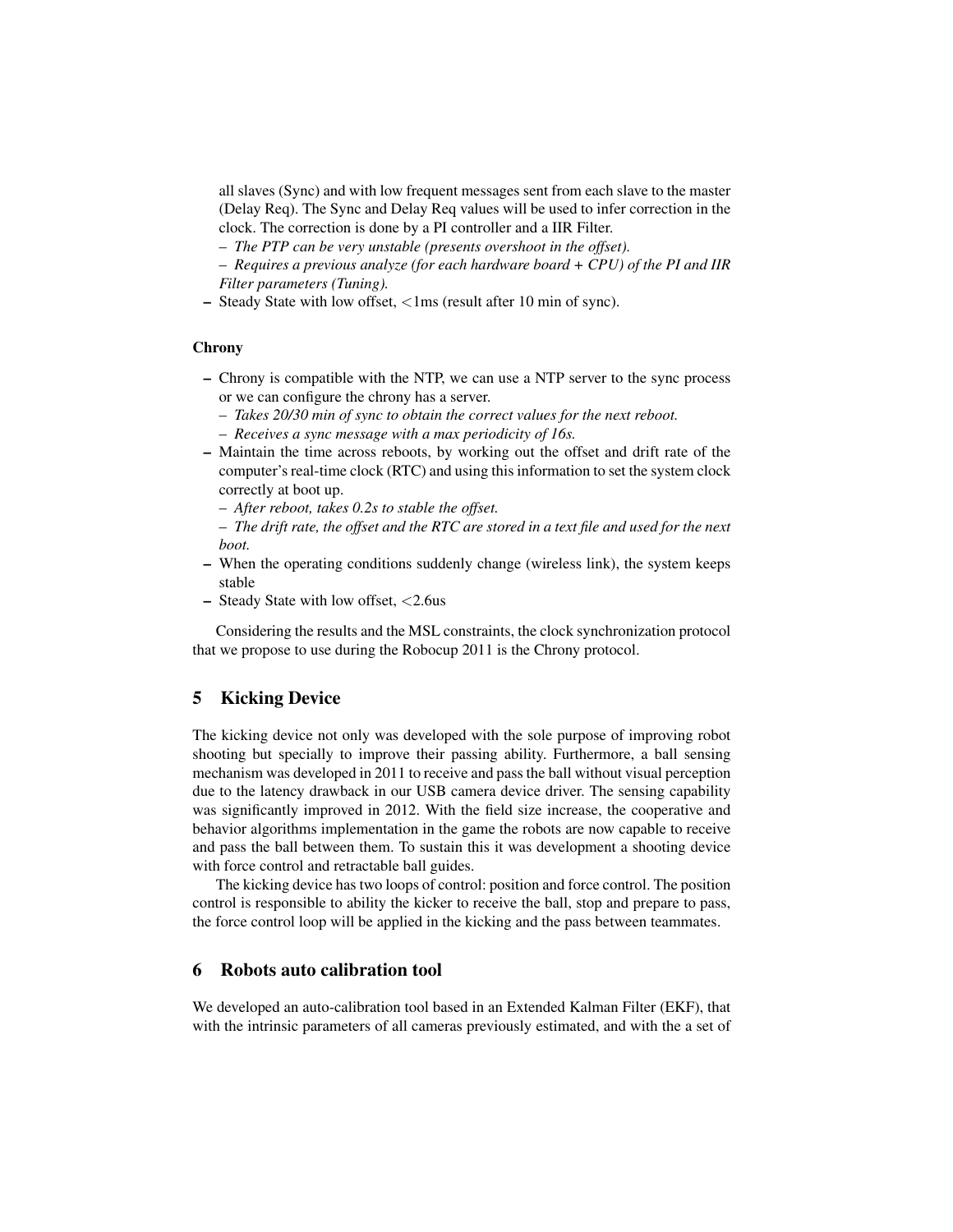all slaves (Sync) and with low frequent messages sent from each slave to the master (Delay Req). The Sync and Delay Req values will be used to infer correction in the clock. The correction is done by a PI controller and a IIR Filter.

  – *The PTP can be very unstable (presents overshoot in the offset).*

  – *Requires a previous analyze (for each hardware board + CPU) of the PI and IIR Filter parameters (Tuning).*

- Steady State with low offset, <1ms (result after 10 min of sync).

**Chrony**

- Chrony is compatible with the NTP, we can use a NTP server to the sync process or we can configure the chrony has a server.
  – *Takes 20/30 min of sync to obtain the correct values for the next reboot.*
  – *Receives a sync message with a max periodicity of 16s.*
- Maintain the time across reboots, by working out the offset and drift rate of the computer's real-time clock (RTC) and using this information to set the system clock correctly at boot up.
  – *After reboot, takes 0.2s to stable the offset.*
  – *The drift rate, the offset and the RTC are stored in a text file and used for the next boot.*
- When the operating conditions suddenly change (wireless link), the system keeps stable
- Steady State with low offset, <2.6us

Considering the results and the MSL constraints, the clock synchronization protocol that we propose to use during the Robocup 2011 is the Chrony protocol.

## 5 Kicking Device

The kicking device not only was developed with the sole purpose of improving robot shooting but specially to improve their passing ability. Furthermore, a ball sensing mechanism was developed in 2011 to receive and pass the ball without visual perception due to the latency drawback in our USB camera device driver. The sensing capability was significantly improved in 2012. With the field size increase, the cooperative and behavior algorithms implementation in the game the robots are now capable to receive and pass the ball between them. To sustain this it was development a shooting device with force control and retractable ball guides.

The kicking device has two loops of control: position and force control. The position control is responsible to ability the kicker to receive the ball, stop and prepare to pass, the force control loop will be applied in the kicking and the pass between teammates.

## 6 Robots auto calibration tool

We developed an auto-calibration tool based in an Extended Kalman Filter (EKF), that with the intrinsic parameters of all cameras previously estimated, and with the a set of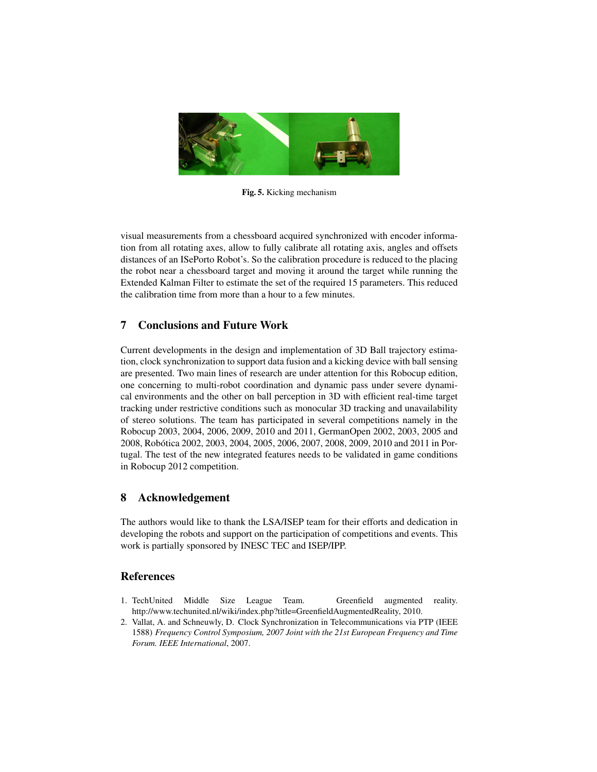**Fig. 5.** Kicking mechanism

visual measurements from a chessboard acquired synchronized with encoder information from all rotating axes, allow to fully calibrate all rotating axis, angles and offsets distances of an ISePorto Robot's. So the calibration procedure is reduced to the placing the robot near a chessboard target and moving it around the target while running the Extended Kalman Filter to estimate the set of the required 15 parameters. This reduced the calibration time from more than a hour to a few minutes.

## 7 Conclusions and Future Work

Current developments in the design and implementation of 3D Ball trajectory estimation, clock synchronization to support data fusion and a kicking device with ball sensing are presented. Two main lines of research are under attention for this Robocup edition, one concerning to multi-robot coordination and dynamic pass under severe dynamical environments and the other on ball perception in 3D with efficient real-time target tracking under restrictive conditions such as monocular 3D tracking and unavailability of stereo solutions. The team has participated in several competitions namely in the Robocup 2003, 2004, 2006, 2009, 2010 and 2011, GermanOpen 2002, 2003, 2005 and 2008, Robótica 2002, 2003, 2004, 2005, 2006, 2007, 2008, 2009, 2010 and 2011 in Portugal. The test of the new integrated features needs to be validated in game conditions in Robocup 2012 competition.

## 8 Acknowledgement

The authors would like to thank the LSA/ISEP team for their efforts and dedication in developing the robots and support on the participation of competitions and events. This work is partially sponsored by INESC TEC and ISEP/IPP.

## References

1. TechUnited Middle Size League Team. Greenfield augmented reality. http://www.techunited.nl/wiki/index.php?title=GreenfieldAugmentedReality, 2010.
2. Vallat, A. and Schneuwly, D. Clock Synchronization in Telecommunications via PTP (IEEE 1588) *Frequency Control Symposium, 2007 Joint with the 21st European Frequency and Time Forum. IEEE International*, 2007.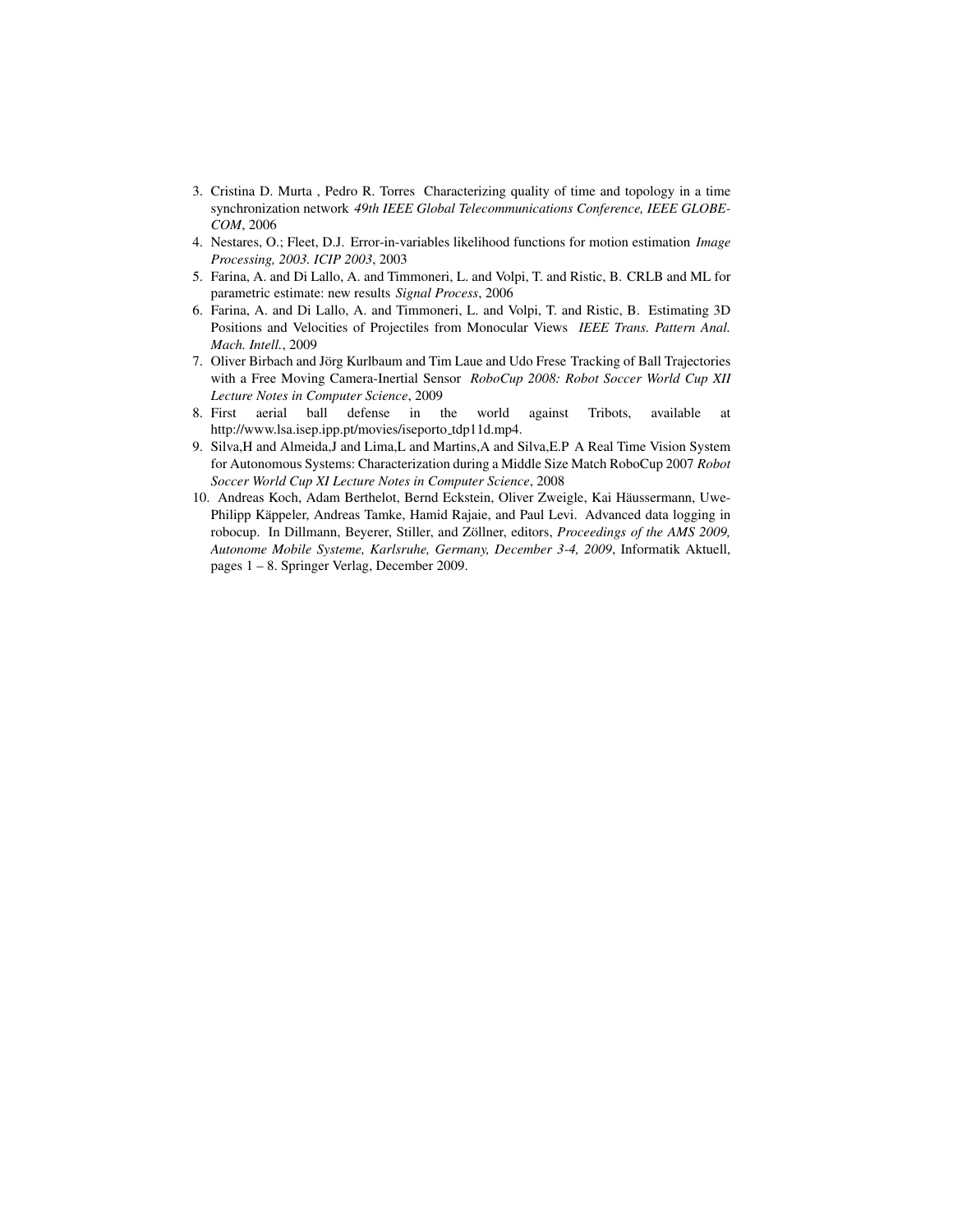3. Cristina D. Murta , Pedro R. Torres Characterizing quality of time and topology in a time synchronization network *49th IEEE Global Telecommunications Conference, IEEE GLOBECOM*, 2006
4. Nestares, O.; Fleet, D.J. Error-in-variables likelihood functions for motion estimation *Image Processing, 2003. ICIP 2003*, 2003
5. Farina, A. and Di Lallo, A. and Timmoneri, L. and Volpi, T. and Ristic, B. CRLB and ML for parametric estimate: new results *Signal Process*, 2006
6. Farina, A. and Di Lallo, A. and Timmoneri, L. and Volpi, T. and Ristic, B. Estimating 3D Positions and Velocities of Projectiles from Monocular Views *IEEE Trans. Pattern Anal. Mach. Intell.*, 2009
7. Oliver Birbach and Jörg Kurlbaum and Tim Laue and Udo Frese Tracking of Ball Trajectories with a Free Moving Camera-Inertial Sensor *RoboCup 2008: Robot Soccer World Cup XII Lecture Notes in Computer Science*, 2009
8. First aerial ball defense in the world against Tribots, available at http://www.lsa.isep.ipp.pt/movies/iseporto_tdp11d.mp4.
9. Silva,H and Almeida,J and Lima,L and Martins,A and Silva,E.P A Real Time Vision System for Autonomous Systems: Characterization during a Middle Size Match RoboCup 2007 *Robot Soccer World Cup XI Lecture Notes in Computer Science*, 2008
10. Andreas Koch, Adam Berthelot, Bernd Eckstein, Oliver Zweigle, Kai Häussermann, Uwe-Philipp Käppeler, Andreas Tamke, Hamid Rajaie, and Paul Levi. Advanced data logging in robocup. In Dillmann, Beyerer, Stiller, and Zöllner, editors, *Proceedings of the AMS 2009, Autonome Mobile Systeme, Karlsruhe, Germany, December 3-4, 2009*, Informatik Aktuell, pages 1 – 8. Springer Verlag, December 2009.